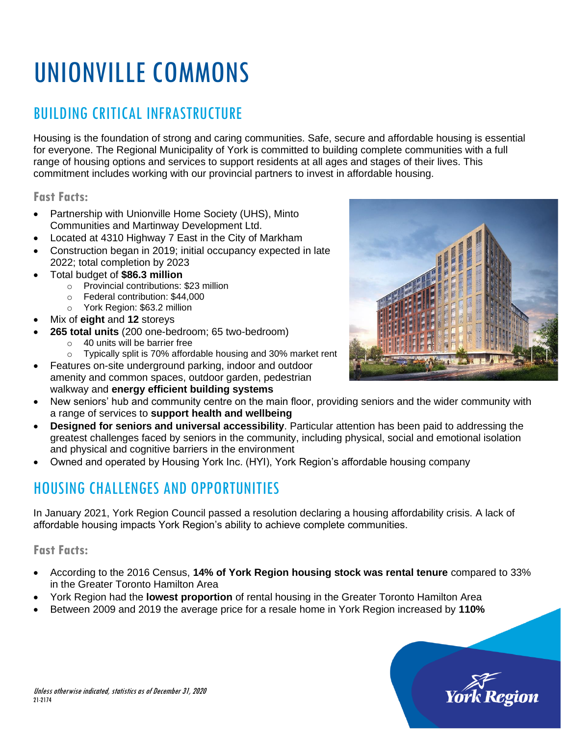# UNIONVILLE COMMONS

## BUILDING CRITICAL INFRASTRUCTURE

Housing is the foundation of strong and caring communities. Safe, secure and affordable housing is essential for everyone. The Regional Municipality of York is committed to building complete communities with a full range of housing options and services to support residents at all ages and stages of their lives. This commitment includes working with our provincial partners to invest in affordable housing.

### Fast Facts:

- Partnership with Unionville Home Society (UHS), Minto Communities and Martinway Development Ltd.
- Located at 4310 Highway 7 East in the City of Markham
- Construction began in 2019; initial occupancy expected in late 2022; total completion by 2023
- Total budget of **$86.3 million**
  - Provincial contributions: $23 million
  - Federal contribution: $44,000
  - York Region: $63.2 million
- Mix of **eight** and **12** storeys
- **265 total units** (200 one-bedroom; 65 two-bedroom)
  - 40 units will be barrier free
  - Typically split is 70% affordable housing and 30% market rent
- Features on-site underground parking, indoor and outdoor amenity and common spaces, outdoor garden, pedestrian walkway and **energy efficient building systems**
- New seniors' hub and community centre on the main floor, providing seniors and the wider community with a range of services to **support health and wellbeing**
- **Designed for seniors and universal accessibility**. Particular attention has been paid to addressing the greatest challenges faced by seniors in the community, including physical, social and emotional isolation and physical and cognitive barriers in the environment
- Owned and operated by Housing York Inc. (HYI), York Region's affordable housing company

## HOUSING CHALLENGES AND OPPORTUNITIES

In January 2021, York Region Council passed a resolution declaring a housing affordability crisis. A lack of affordable housing impacts York Region's ability to achieve complete communities.

### Fast Facts:

- According to the 2016 Census, **14% of York Region housing stock was rental tenure** compared to 33% in the Greater Toronto Hamilton Area
- York Region had the **lowest proportion** of rental housing in the Greater Toronto Hamilton Area
- Between 2009 and 2019 the average price for a resale home in York Region increased by **110%**

*Unless otherwise indicated, statistics as of December 31, 2020*

21-2174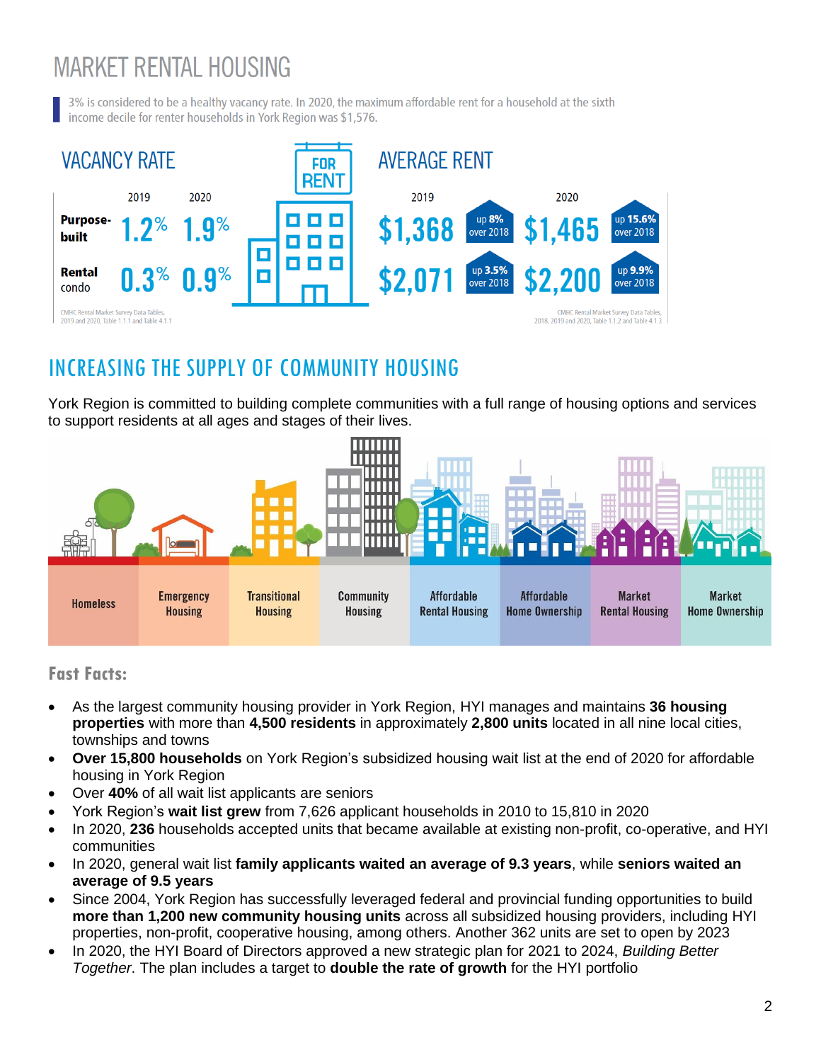# MARKET RENTAL HOUSING

3% is considered to be a healthy vacancy rate. In 2020, the maximum affordable rent for a household at the sixth income decile for renter households in York Region was $1,576.

## VACANCY RATE

| | 2019 | 2020 |
|---|---|---|
| **Purpose-built** | 1.2% | 1.9% |
| **Rental** condo | 0.3% | 0.9% |

CMHC Rental Market Survey Data Tables, 2019 and 2020, Table 1.1.1 and Table 4.1.1

FOR RENT

## AVERAGE RENT

| | 2019 | | 2020 | |
|---|---|---|---|---|
| Purpose-built | $1,368 | up 8% over 2018 | $1,465 | up 15.6% over 2018 |
| Rental condo | $2,071 | up 3.5% over 2018 | $2,200 | up 9.9% over 2018 |

CMHC Rental Market Survey Data Tables, 2018, 2019 and 2020, Table 1.1.2 and Table 4.1.3

# INCREASING THE SUPPLY OF COMMUNITY HOUSING

York Region is committed to building complete communities with a full range of housing options and services to support residents at all ages and stages of their lives.

Homeless | Emergency Housing | Transitional Housing | Community Housing | Affordable Rental Housing | Affordable Home Ownership | Market Rental Housing | Market Home Ownership

### Fast Facts:

- As the largest community housing provider in York Region, HYI manages and maintains **36 housing properties** with more than **4,500 residents** in approximately **2,800 units** located in all nine local cities, townships and towns
- **Over 15,800 households** on York Region's subsidized housing wait list at the end of 2020 for affordable housing in York Region
- Over **40%** of all wait list applicants are seniors
- York Region's **wait list grew** from 7,626 applicant households in 2010 to 15,810 in 2020
- In 2020, **236** households accepted units that became available at existing non-profit, co-operative, and HYI communities
- In 2020, general wait list **family applicants waited an average of 9.3 years**, while **seniors waited an average of 9.5 years**
- Since 2004, York Region has successfully leveraged federal and provincial funding opportunities to build **more than 1,200 new community housing units** across all subsidized housing providers, including HYI properties, non-profit, cooperative housing, among others. Another 362 units are set to open by 2023
- In 2020, the HYI Board of Directors approved a new strategic plan for 2021 to 2024, *Building Better Together*. The plan includes a target to **double the rate of growth** for the HYI portfolio